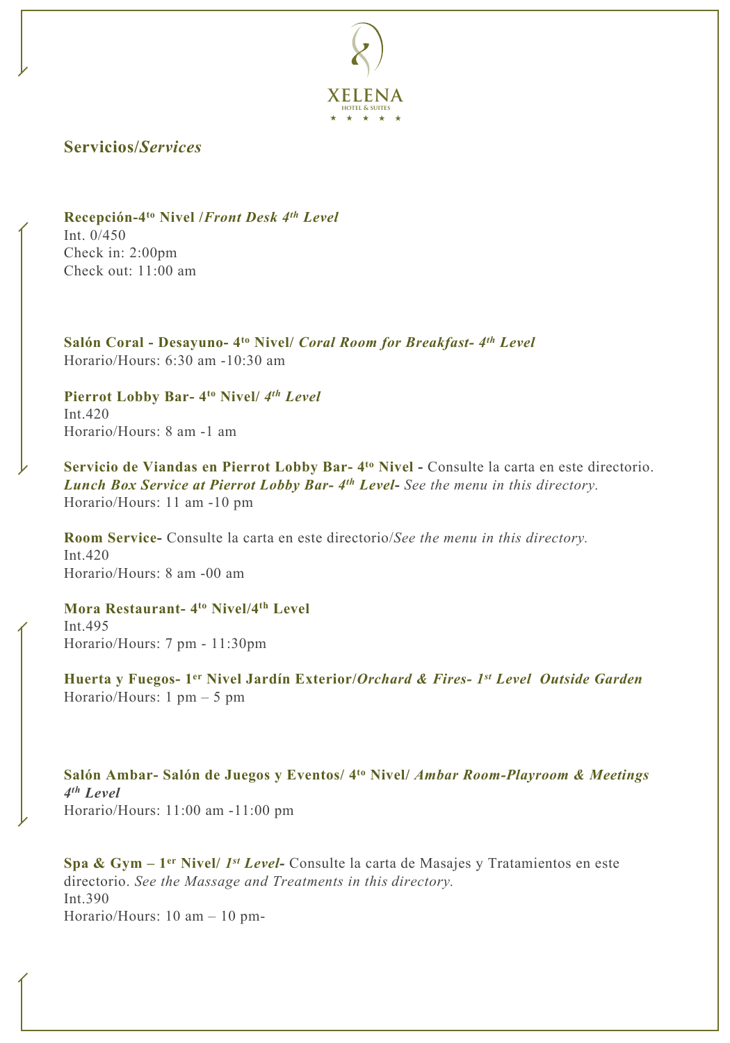XELENA

HOTEL & SUITES

★ ★ ★ ★ ★

## Servicios/*Services*

**Recepción-4to Nivel /*Front Desk 4th Level***
Int. 0/450
Check in: 2:00pm
Check out: 11:00 am

**Salón Coral - Desayuno- 4to Nivel/ *Coral Room for Breakfast- 4th Level***
Horario/Hours: 6:30 am -10:30 am

**Pierrot Lobby Bar- 4to Nivel/ *4th Level***
Int.420
Horario/Hours: 8 am -1 am

**Servicio de Viandas en Pierrot Lobby Bar- 4to Nivel -** Consulte la carta en este directorio.
***Lunch Box Service at Pierrot Lobby Bar- 4th Level-*** *See the menu in this directory.*
Horario/Hours: 11 am -10 pm

**Room Service-** Consulte la carta en este directorio/*See the menu in this directory.*
Int.420
Horario/Hours: 8 am -00 am

**Mora Restaurant- 4to Nivel/4th Level**
Int.495
Horario/Hours: 7 pm - 11:30pm

**Huerta y Fuegos- 1er Nivel Jardín Exterior/*Orchard & Fires- 1st Level Outside Garden***
Horario/Hours: 1 pm – 5 pm

**Salón Ambar- Salón de Juegos y Eventos/ 4to Nivel/ *Ambar Room-Playroom & Meetings 4th Level***
Horario/Hours: 11:00 am -11:00 pm

**Spa & Gym – 1er Nivel/ *1st Level*-** Consulte la carta de Masajes y Tratamientos en este directorio. *See the Massage and Treatments in this directory.*
Int.390
Horario/Hours: 10 am – 10 pm-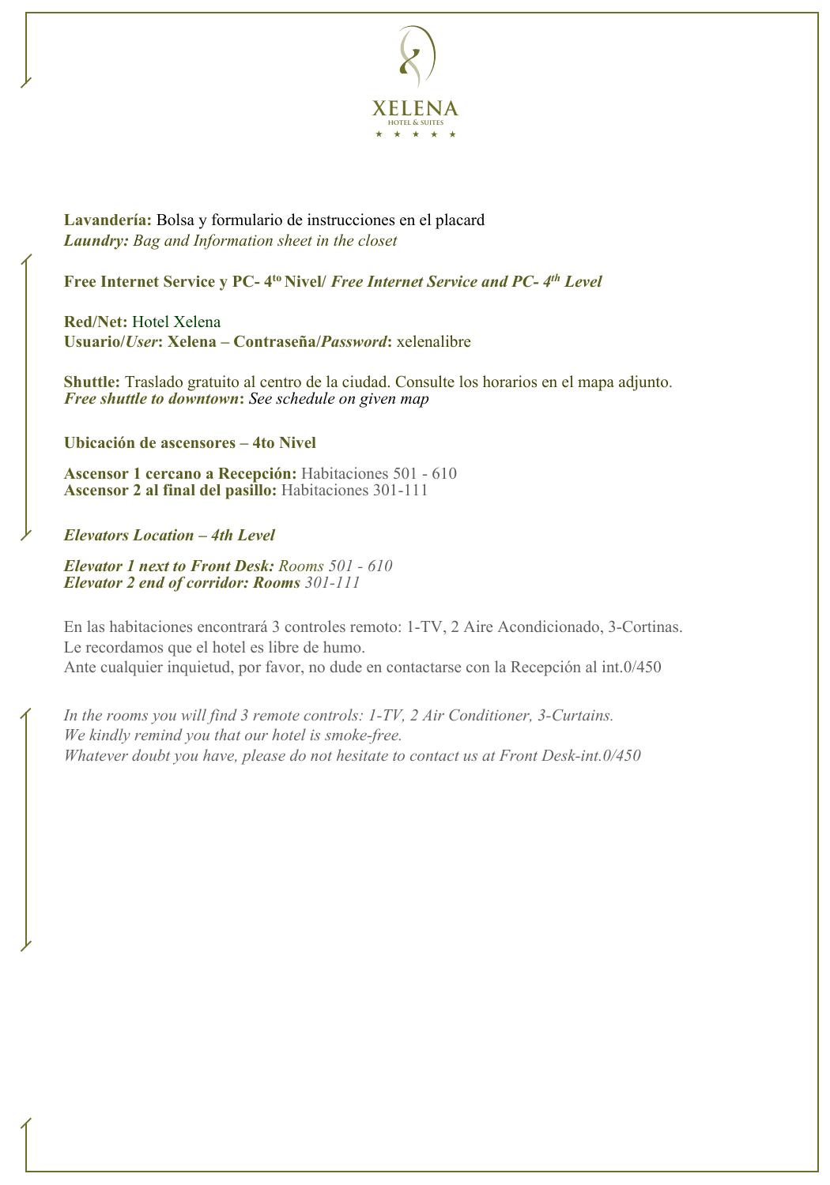XELENA
HOTEL & SUITES
★ ★ ★ ★ ★

**Lavandería:** Bolsa y formulario de instrucciones en el placard
***Laundry:*** *Bag and Information sheet in the closet*

**Free Internet Service y PC- 4[to] Nivel/ *Free Internet Service and PC- 4[th] Level***

**Red/Net:** Hotel Xelena
**Usuario/*User*: Xelena – Contraseña/*Password*:** xelenalibre

**Shuttle:** Traslado gratuito al centro de la ciudad. Consulte los horarios en el mapa adjunto.
***Free shuttle to downtown*****:** *See schedule on given map*

**Ubicación de ascensores – 4to Nivel**

**Ascensor 1 cercano a Recepción:** Habitaciones 501 - 610
**Ascensor 2 al final del pasillo:** Habitaciones 301-111

***Elevators Location – 4th Level***

***Elevator 1 next to Front Desk:*** *Rooms 501 - 610*
***Elevator 2 end of corridor: Rooms*** *301-111*

En las habitaciones encontrará 3 controles remoto: 1-TV, 2 Aire Acondicionado, 3-Cortinas.
Le recordamos que el hotel es libre de humo.
Ante cualquier inquietud, por favor, no dude en contactarse con la Recepción al int.0/450

*In the rooms you will find 3 remote controls: 1-TV, 2 Air Conditioner, 3-Curtains.*
*We kindly remind you that our hotel is smoke-free.*
*Whatever doubt you have, please do not hesitate to contact us at Front Desk-int.0/450*